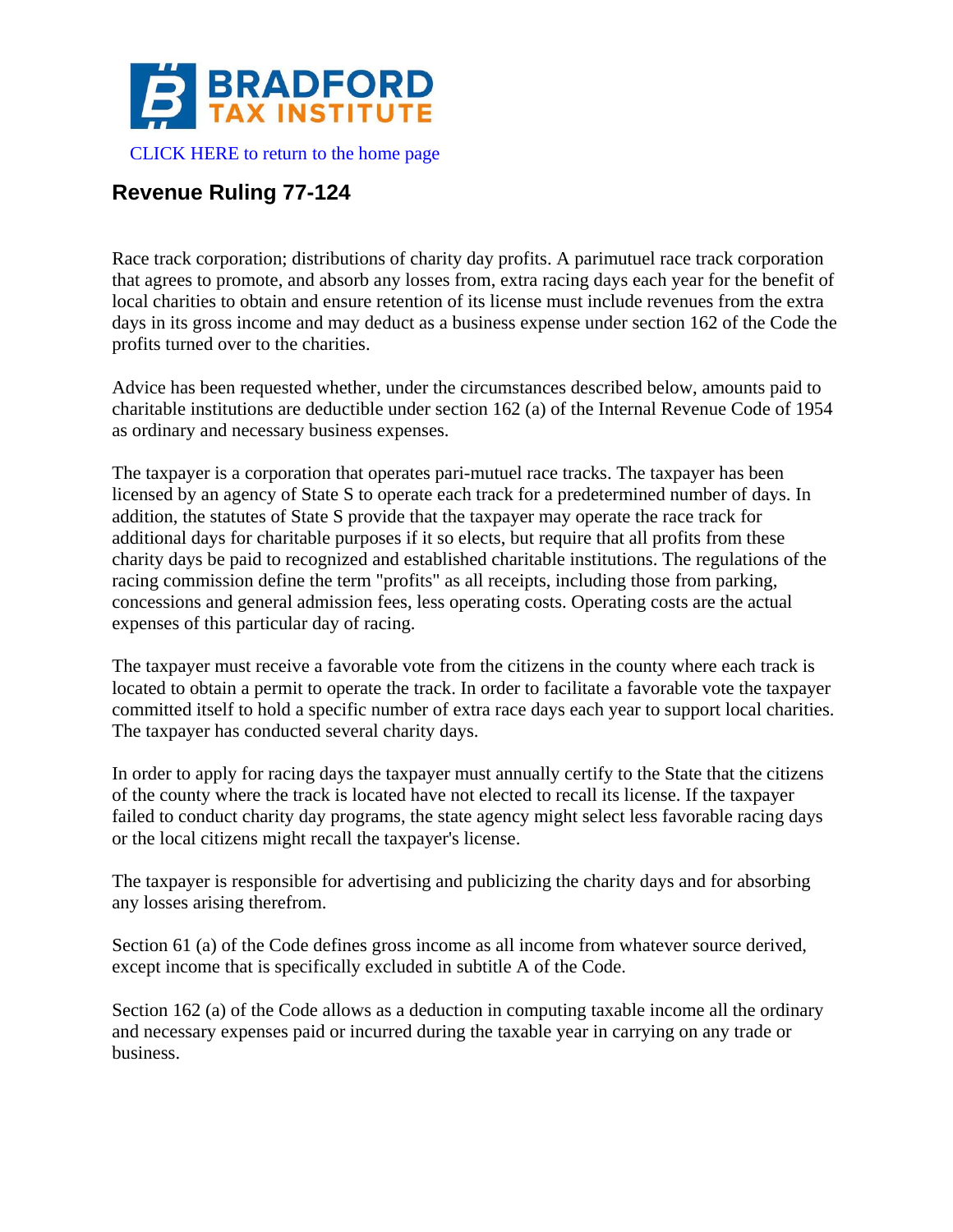**BRADFORD TAX INSTITUTE**

CLICK HERE to return to the home page

## Revenue Ruling 77-124

Race track corporation; distributions of charity day profits. A parimutuel race track corporation that agrees to promote, and absorb any losses from, extra racing days each year for the benefit of local charities to obtain and ensure retention of its license must include revenues from the extra days in its gross income and may deduct as a business expense under section 162 of the Code the profits turned over to the charities.

Advice has been requested whether, under the circumstances described below, amounts paid to charitable institutions are deductible under section 162 (a) of the Internal Revenue Code of 1954 as ordinary and necessary business expenses.

The taxpayer is a corporation that operates pari-mutuel race tracks. The taxpayer has been licensed by an agency of State S to operate each track for a predetermined number of days. In addition, the statutes of State S provide that the taxpayer may operate the race track for additional days for charitable purposes if it so elects, but require that all profits from these charity days be paid to recognized and established charitable institutions. The regulations of the racing commission define the term "profits" as all receipts, including those from parking, concessions and general admission fees, less operating costs. Operating costs are the actual expenses of this particular day of racing.

The taxpayer must receive a favorable vote from the citizens in the county where each track is located to obtain a permit to operate the track. In order to facilitate a favorable vote the taxpayer committed itself to hold a specific number of extra race days each year to support local charities. The taxpayer has conducted several charity days.

In order to apply for racing days the taxpayer must annually certify to the State that the citizens of the county where the track is located have not elected to recall its license. If the taxpayer failed to conduct charity day programs, the state agency might select less favorable racing days or the local citizens might recall the taxpayer's license.

The taxpayer is responsible for advertising and publicizing the charity days and for absorbing any losses arising therefrom.

Section 61 (a) of the Code defines gross income as all income from whatever source derived, except income that is specifically excluded in subtitle A of the Code.

Section 162 (a) of the Code allows as a deduction in computing taxable income all the ordinary and necessary expenses paid or incurred during the taxable year in carrying on any trade or business.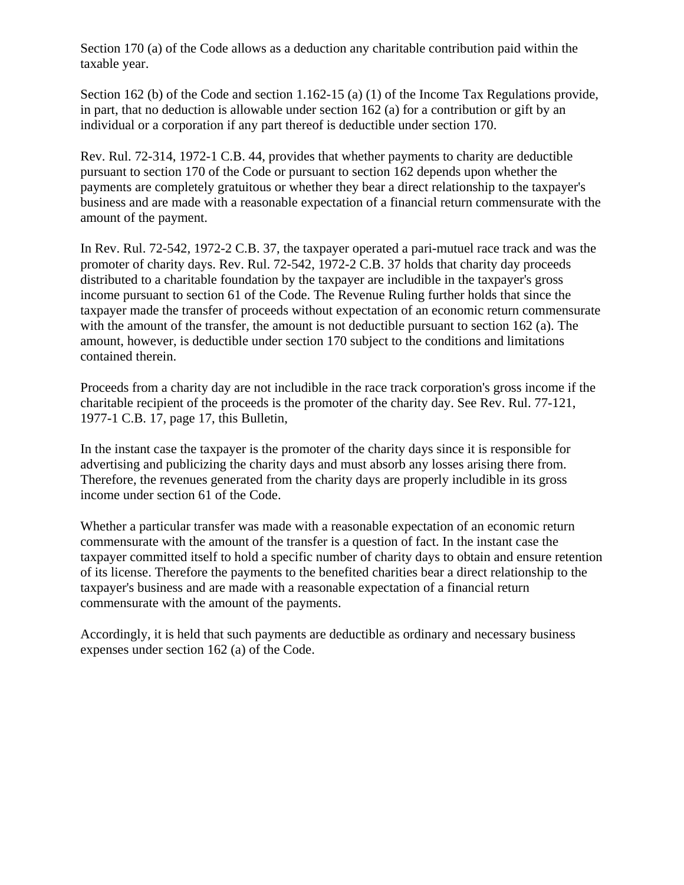Section 170 (a) of the Code allows as a deduction any charitable contribution paid within the taxable year.

Section 162 (b) of the Code and section 1.162-15 (a) (1) of the Income Tax Regulations provide, in part, that no deduction is allowable under section 162 (a) for a contribution or gift by an individual or a corporation if any part thereof is deductible under section 170.

Rev. Rul. 72-314, 1972-1 C.B. 44, provides that whether payments to charity are deductible pursuant to section 170 of the Code or pursuant to section 162 depends upon whether the payments are completely gratuitous or whether they bear a direct relationship to the taxpayer's business and are made with a reasonable expectation of a financial return commensurate with the amount of the payment.

In Rev. Rul. 72-542, 1972-2 C.B. 37, the taxpayer operated a pari-mutuel race track and was the promoter of charity days. Rev. Rul. 72-542, 1972-2 C.B. 37 holds that charity day proceeds distributed to a charitable foundation by the taxpayer are includible in the taxpayer's gross income pursuant to section 61 of the Code. The Revenue Ruling further holds that since the taxpayer made the transfer of proceeds without expectation of an economic return commensurate with the amount of the transfer, the amount is not deductible pursuant to section 162 (a). The amount, however, is deductible under section 170 subject to the conditions and limitations contained therein.

Proceeds from a charity day are not includible in the race track corporation's gross income if the charitable recipient of the proceeds is the promoter of the charity day. See Rev. Rul. 77-121, 1977-1 C.B. 17, page 17, this Bulletin,

In the instant case the taxpayer is the promoter of the charity days since it is responsible for advertising and publicizing the charity days and must absorb any losses arising there from. Therefore, the revenues generated from the charity days are properly includible in its gross income under section 61 of the Code.

Whether a particular transfer was made with a reasonable expectation of an economic return commensurate with the amount of the transfer is a question of fact. In the instant case the taxpayer committed itself to hold a specific number of charity days to obtain and ensure retention of its license. Therefore the payments to the benefited charities bear a direct relationship to the taxpayer's business and are made with a reasonable expectation of a financial return commensurate with the amount of the payments.

Accordingly, it is held that such payments are deductible as ordinary and necessary business expenses under section 162 (a) of the Code.